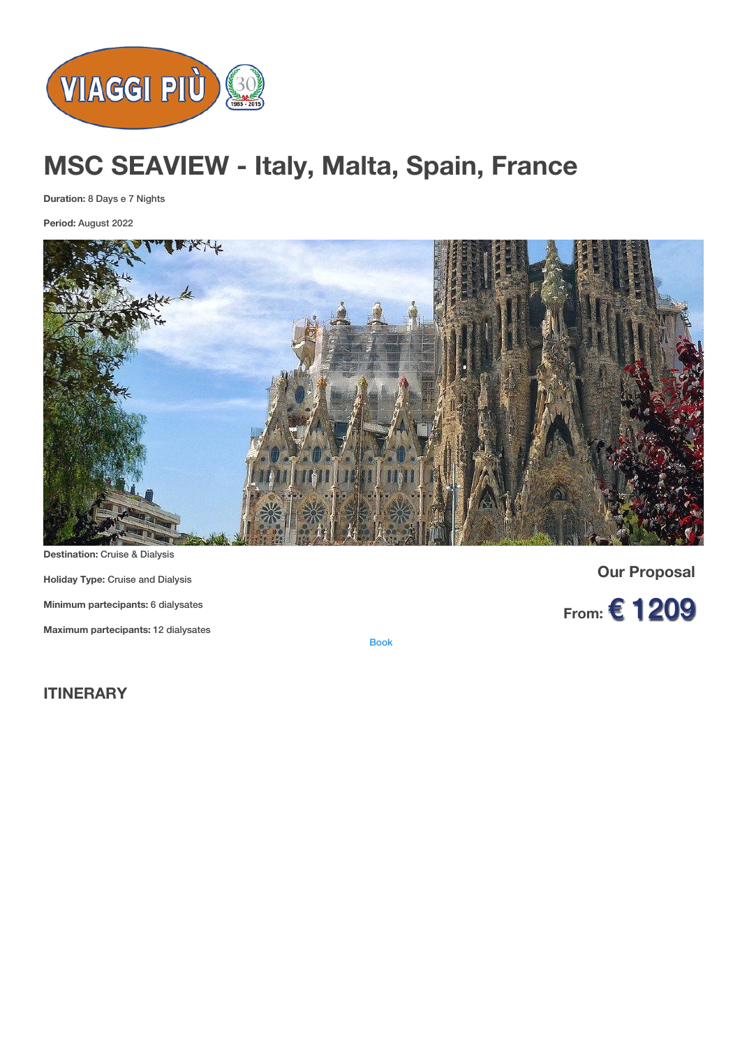# MSC SEAVIEW - Italy, Malta, Spain, France

**Duration:** 8 Days e 7 Nights

**Period:** August 2022

**Destination:** Cruise & Dialysis

**Holiday Type:** Cruise and Dialysis

**Minimum partecipants:** 6 dialysates

**Maximum partecipants:** 12 dialysates

**Our Proposal**

**From: € 1209**

Book

## ITINERARY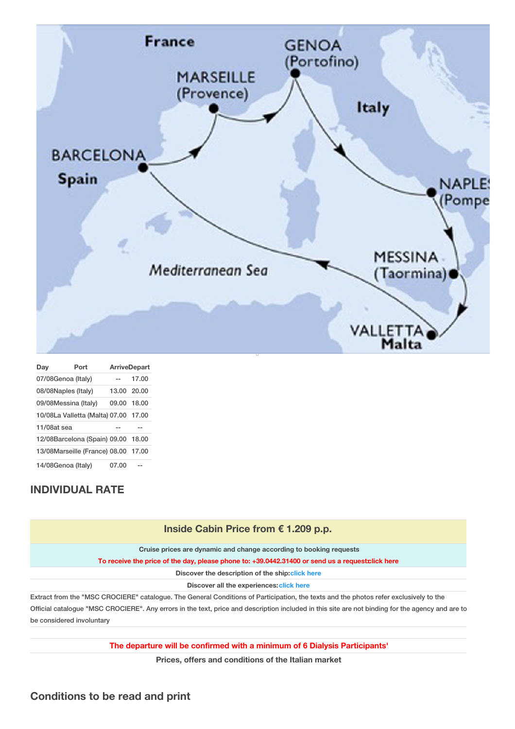| Day | Port | Arrive | Depart |
|---|---|---|---|
| 07/08 | Genoa (Italy) | -- | 17.00 |
| 08/08 | Naples (Italy) | 13.00 | 20.00 |
| 09/08 | Messina (Italy) | 09.00 | 18.00 |
| 10/08 | La Valletta (Malta) | 07.00 | 17.00 |
| 11/08 | at sea | -- | -- |
| 12/08 | Barcelona (Spain) | 09.00 | 18.00 |
| 13/08 | Marseille (France) | 08.00 | 17.00 |
| 14/08 | Genoa (Italy) | 07.00 | -- |

## INDIVIDUAL RATE

**Inside Cabin Price from € 1.209 p.p.**

**Cruise prices are dynamic and change according to booking requests**

**To receive the price of the day, please phone to: +39.0442.31400 or send us a request:click here**

**Discover the description of the ship:click here**

**Discover all the experiences:click here**

Extract from the "MSC CROCIERE" catalogue. The General Conditions of Participation, the texts and the photos refer exclusively to the Official catalogue "MSC CROCIERE". Any errors in the text, price and description included in this site are not binding for the agency and are to be considered involuntary

**The departure will be confirmed with a minimum of 6 Dialysis Participants'**

**Prices, offers and conditions of the Italian market**

## Conditions to be read and print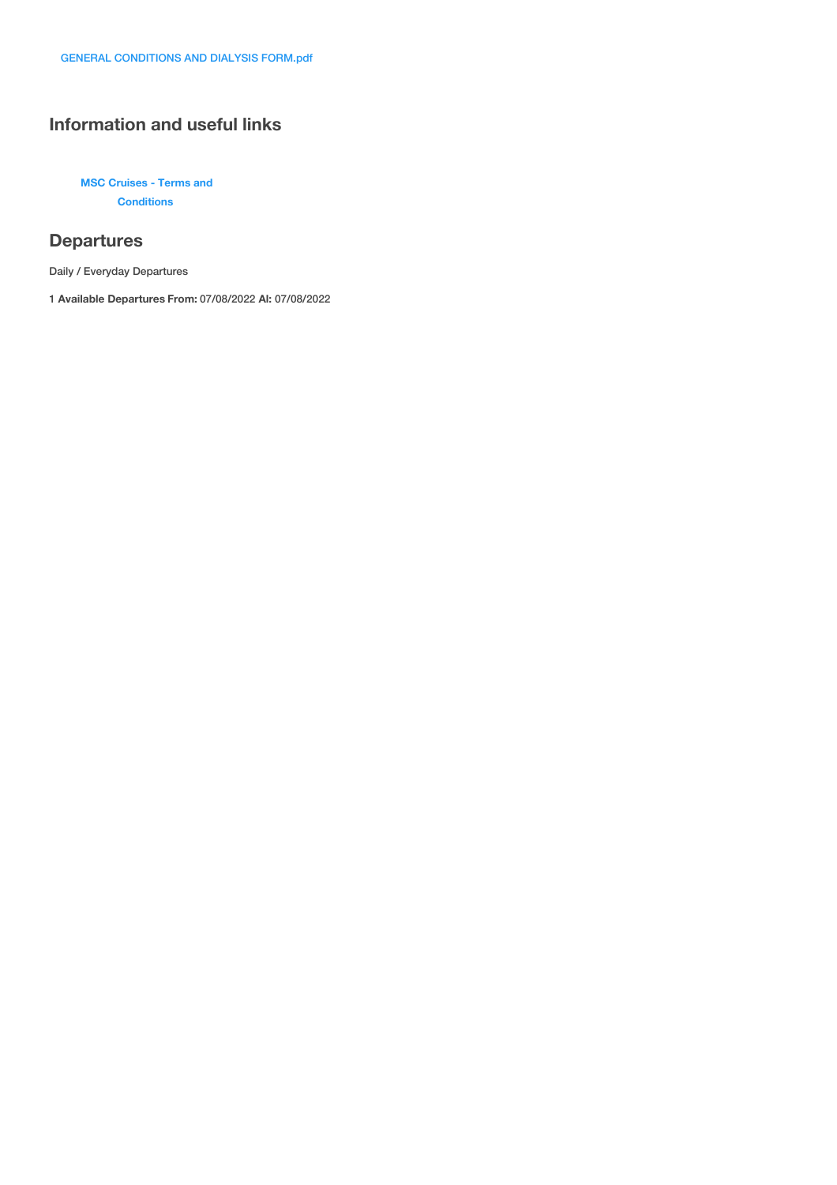GENERAL CONDITIONS AND DIALYSIS FORM.pdf

## Information and useful links

**MSC Cruises - Terms and Conditions**

## Departures

Daily / Everyday Departures

**1 Available Departures From:** 07/08/2022 **Al:** 07/08/2022